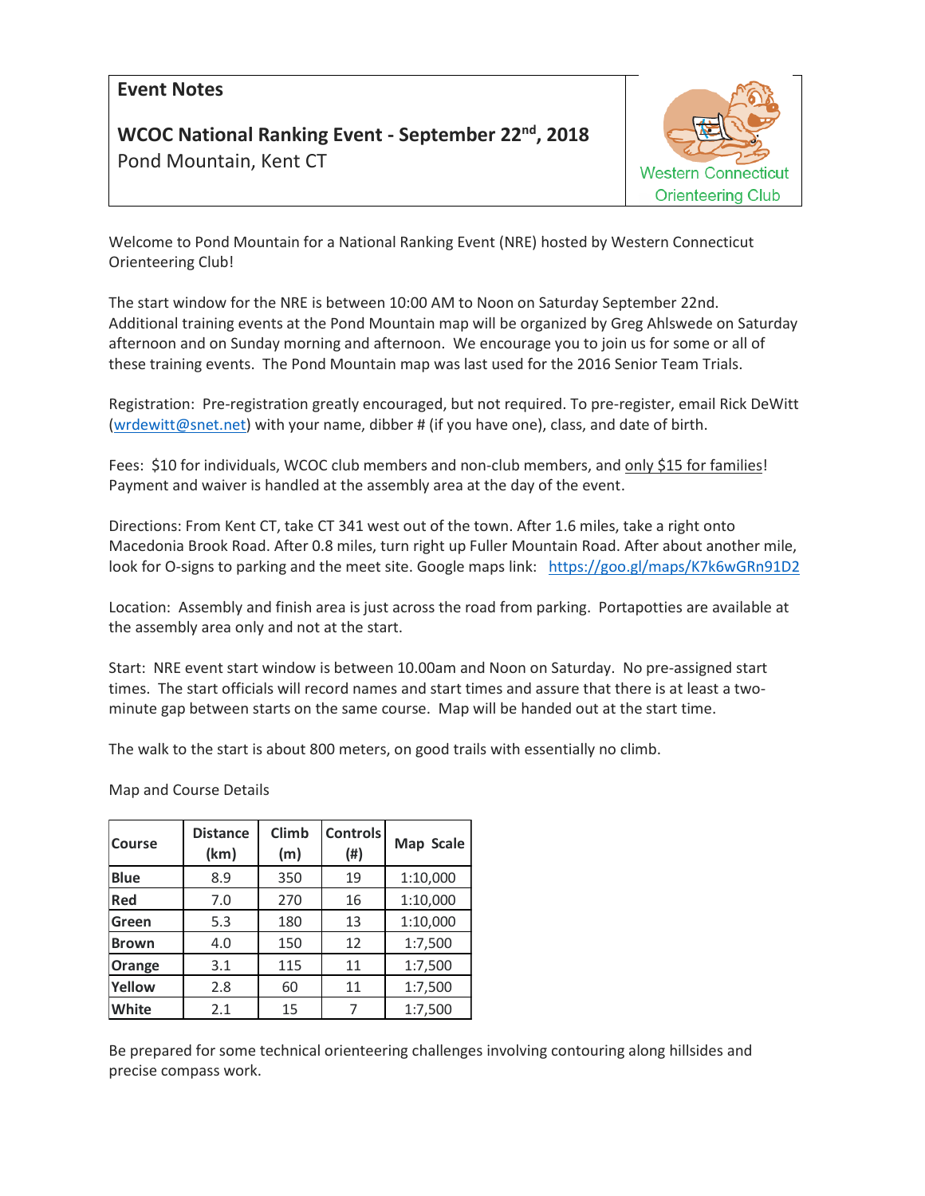# Event Notes

## WCOC National Ranking Event - September 22nd, 2018

Pond Mountain, Kent CT

Western Connecticut Orienteering Club

Welcome to Pond Mountain for a National Ranking Event (NRE) hosted by Western Connecticut Orienteering Club!

The start window for the NRE is between 10:00 AM to Noon on Saturday September 22nd. Additional training events at the Pond Mountain map will be organized by Greg Ahlswede on Saturday afternoon and on Sunday morning and afternoon. We encourage you to join us for some or all of these training events. The Pond Mountain map was last used for the 2016 Senior Team Trials.

Registration: Pre-registration greatly encouraged, but not required. To pre-register, email Rick DeWitt (wrdewitt@snet.net) with your name, dibber # (if you have one), class, and date of birth.

Fees: $10 for individuals, WCOC club members and non-club members, and only $15 for families! Payment and waiver is handled at the assembly area at the day of the event.

Directions: From Kent CT, take CT 341 west out of the town. After 1.6 miles, take a right onto Macedonia Brook Road. After 0.8 miles, turn right up Fuller Mountain Road. After about another mile, look for O-signs to parking and the meet site. Google maps link: https://goo.gl/maps/K7k6wGRn91D2

Location: Assembly and finish area is just across the road from parking. Portapotties are available at the assembly area only and not at the start.

Start: NRE event start window is between 10.00am and Noon on Saturday. No pre-assigned start times. The start officials will record names and start times and assure that there is at least a two-minute gap between starts on the same course. Map will be handed out at the start time.

The walk to the start is about 800 meters, on good trails with essentially no climb.

Map and Course Details

| Course | Distance (km) | Climb (m) | Controls (#) | Map Scale |
|---|---|---|---|---|
| **Blue** | 8.9 | 350 | 19 | 1:10,000 |
| **Red** | 7.0 | 270 | 16 | 1:10,000 |
| **Green** | 5.3 | 180 | 13 | 1:10,000 |
| **Brown** | 4.0 | 150 | 12 | 1:7,500 |
| **Orange** | 3.1 | 115 | 11 | 1:7,500 |
| **Yellow** | 2.8 | 60 | 11 | 1:7,500 |
| **White** | 2.1 | 15 | 7 | 1:7,500 |

Be prepared for some technical orienteering challenges involving contouring along hillsides and precise compass work.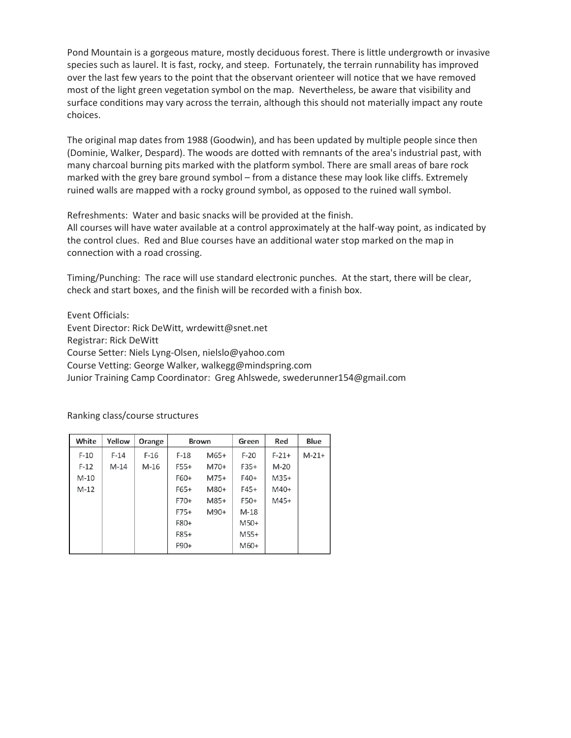Pond Mountain is a gorgeous mature, mostly deciduous forest. There is little undergrowth or invasive species such as laurel. It is fast, rocky, and steep. Fortunately, the terrain runnability has improved over the last few years to the point that the observant orienteer will notice that we have removed most of the light green vegetation symbol on the map. Nevertheless, be aware that visibility and surface conditions may vary across the terrain, although this should not materially impact any route choices.

The original map dates from 1988 (Goodwin), and has been updated by multiple people since then (Dominie, Walker, Despard). The woods are dotted with remnants of the area's industrial past, with many charcoal burning pits marked with the platform symbol. There are small areas of bare rock marked with the grey bare ground symbol – from a distance these may look like cliffs. Extremely ruined walls are mapped with a rocky ground symbol, as opposed to the ruined wall symbol.

Refreshments: Water and basic snacks will be provided at the finish.
All courses will have water available at a control approximately at the half-way point, as indicated by the control clues. Red and Blue courses have an additional water stop marked on the map in connection with a road crossing.

Timing/Punching: The race will use standard electronic punches. At the start, there will be clear, check and start boxes, and the finish will be recorded with a finish box.

Event Officials:
Event Director: Rick DeWitt, wrdewitt@snet.net
Registrar: Rick DeWitt
Course Setter: Niels Lyng-Olsen, nielslo@yahoo.com
Course Vetting: George Walker, walkegg@mindspring.com
Junior Training Camp Coordinator: Greg Ahlswede, swederunner154@gmail.com

Ranking class/course structures

| White | Yellow | Orange | Brown | | Green | Red | Blue |
|---|---|---|---|---|---|---|---|
| F-10 | F-14 | F-16 | F-18 | M65+ | F-20 | F-21+ | M-21+ |
| F-12 | M-14 | M-16 | F55+ | M70+ | F35+ | M-20 | |
| M-10 | | | F60+ | M75+ | F40+ | M35+ | |
| M-12 | | | F65+ | M80+ | F45+ | M40+ | |
| | | | F70+ | M85+ | F50+ | M45+ | |
| | | | F75+ | M90+ | M-18 | | |
| | | | F80+ | | M50+ | | |
| | | | F85+ | | M55+ | | |
| | | | F90+ | | M60+ | | |